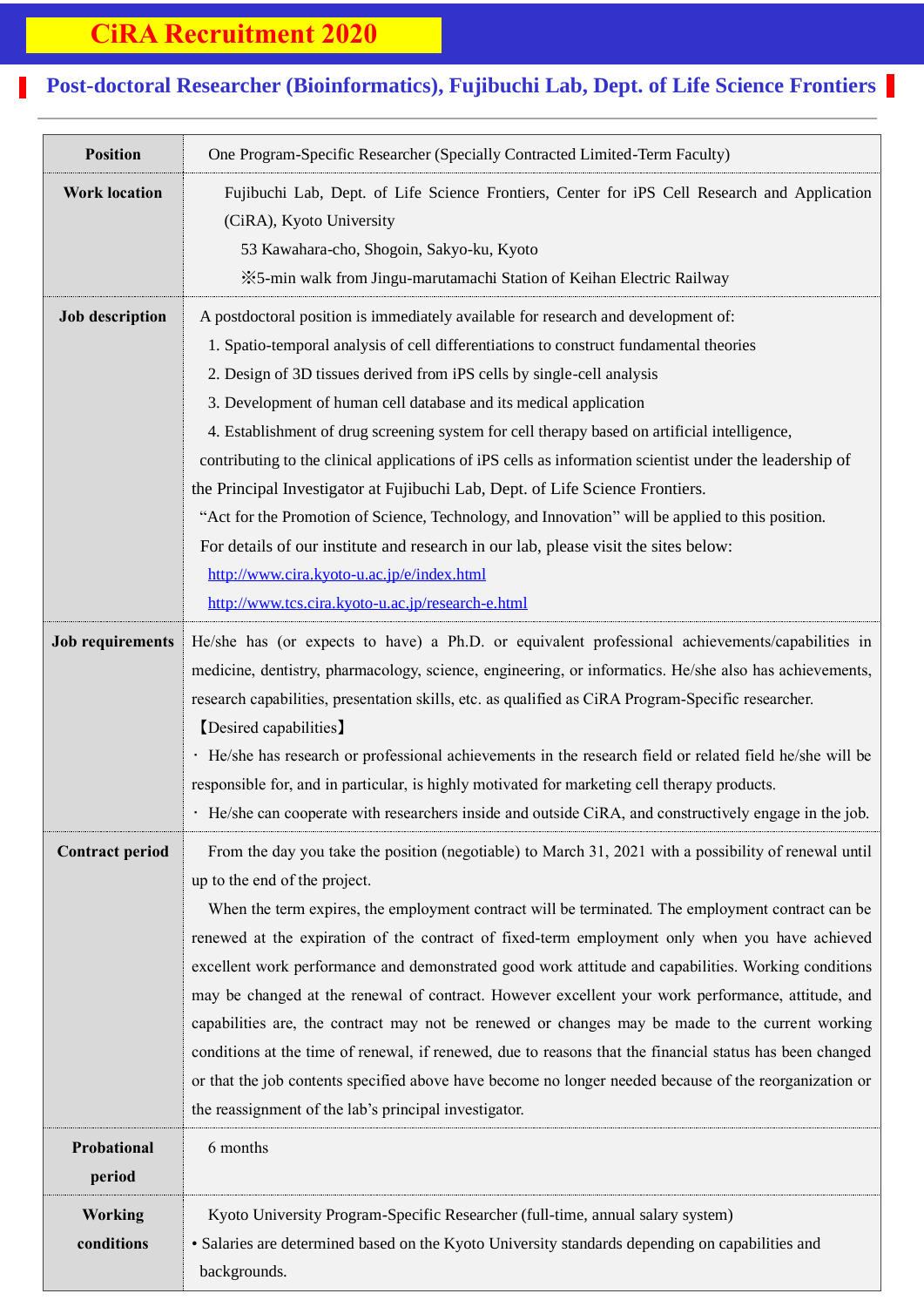# CiRA Recruitment 2020

## Post-doctoral Researcher (Bioinformatics), Fujibuchi Lab, Dept. of Life Science Frontiers

| | |
|---|---|
| **Position** | One Program-Specific Researcher (Specially Contracted Limited-Term Faculty) |
| **Work location** | Fujibuchi Lab, Dept. of Life Science Frontiers, Center for iPS Cell Research and Application (CiRA), Kyoto University<br>53 Kawahara-cho, Shogoin, Sakyo-ku, Kyoto<br>※5-min walk from Jingu-marutamachi Station of Keihan Electric Railway |
| **Job description** | A postdoctoral position is immediately available for research and development of:<br>1. Spatio-temporal analysis of cell differentiations to construct fundamental theories<br>2. Design of 3D tissues derived from iPS cells by single-cell analysis<br>3. Development of human cell database and its medical application<br>4. Establishment of drug screening system for cell therapy based on artificial intelligence,<br>contributing to the clinical applications of iPS cells as information scientist under the leadership of the Principal Investigator at Fujibuchi Lab, Dept. of Life Science Frontiers.<br>"Act for the Promotion of Science, Technology, and Innovation" will be applied to this position.<br>For details of our institute and research in our lab, please visit the sites below:<br>http://www.cira.kyoto-u.ac.jp/e/index.html<br>http://www.tcs.cira.kyoto-u.ac.jp/research-e.html |
| **Job requirements** | He/she has (or expects to have) a Ph.D. or equivalent professional achievements/capabilities in medicine, dentistry, pharmacology, science, engineering, or informatics. He/she also has achievements, research capabilities, presentation skills, etc. as qualified as CiRA Program-Specific researcher.<br>【Desired capabilities】<br>・ He/she has research or professional achievements in the research field or related field he/she will be responsible for, and in particular, is highly motivated for marketing cell therapy products.<br>・ He/she can cooperate with researchers inside and outside CiRA, and constructively engage in the job. |
| **Contract period** | From the day you take the position (negotiable) to March 31, 2021 with a possibility of renewal until up to the end of the project.<br>When the term expires, the employment contract will be terminated. The employment contract can be renewed at the expiration of the contract of fixed-term employment only when you have achieved excellent work performance and demonstrated good work attitude and capabilities. Working conditions may be changed at the renewal of contract. However excellent your work performance, attitude, and capabilities are, the contract may not be renewed or changes may be made to the current working conditions at the time of renewal, if renewed, due to reasons that the financial status has been changed or that the job contents specified above have become no longer needed because of the reorganization or the reassignment of the lab's principal investigator. |
| **Probational period** | 6 months |
| **Working conditions** | Kyoto University Program-Specific Researcher (full-time, annual salary system)<br>• Salaries are determined based on the Kyoto University standards depending on capabilities and backgrounds. |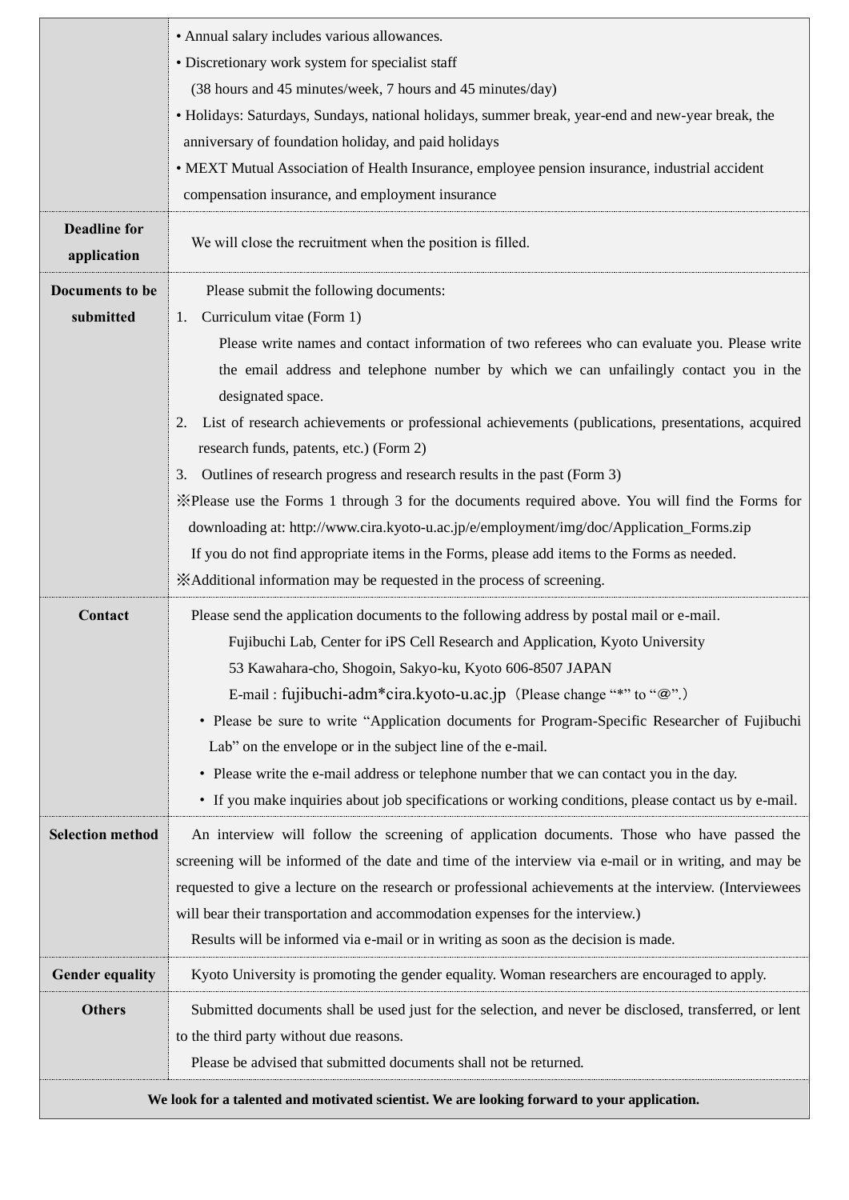| | |
|---|---|
| | • Annual salary includes various allowances.<br>• Discretionary work system for specialist staff<br>(38 hours and 45 minutes/week, 7 hours and 45 minutes/day)<br>• Holidays: Saturdays, Sundays, national holidays, summer break, year-end and new-year break, the anniversary of foundation holiday, and paid holidays<br>• MEXT Mutual Association of Health Insurance, employee pension insurance, industrial accident compensation insurance, and employment insurance |
| **Deadline for application** | We will close the recruitment when the position is filled. |
| **Documents to be submitted** | Please submit the following documents:<br>1. Curriculum vitae (Form 1)<br>Please write names and contact information of two referees who can evaluate you. Please write the email address and telephone number by which we can unfailingly contact you in the designated space.<br>2. List of research achievements or professional achievements (publications, presentations, acquired research funds, patents, etc.) (Form 2)<br>3. Outlines of research progress and research results in the past (Form 3)<br>※Please use the Forms 1 through 3 for the documents required above. You will find the Forms for downloading at: http://www.cira.kyoto-u.ac.jp/e/employment/img/doc/Application_Forms.zip<br>If you do not find appropriate items in the Forms, please add items to the Forms as needed.<br>※Additional information may be requested in the process of screening. |
| **Contact** | Please send the application documents to the following address by postal mail or e-mail.<br>Fujibuchi Lab, Center for iPS Cell Research and Application, Kyoto University<br>53 Kawahara-cho, Shogoin, Sakyo-ku, Kyoto 606-8507 JAPAN<br>E-mail : fujibuchi-adm*cira.kyoto-u.ac.jp（Please change “*” to “@”.）<br>• Please be sure to write “Application documents for Program-Specific Researcher of Fujibuchi Lab” on the envelope or in the subject line of the e-mail.<br>• Please write the e-mail address or telephone number that we can contact you in the day.<br>• If you make inquiries about job specifications or working conditions, please contact us by e-mail. |
| **Selection method** | An interview will follow the screening of application documents. Those who have passed the screening will be informed of the date and time of the interview via e-mail or in writing, and may be requested to give a lecture on the research or professional achievements at the interview. (Interviewees will bear their transportation and accommodation expenses for the interview.)<br>Results will be informed via e-mail or in writing as soon as the decision is made. |
| **Gender equality** | Kyoto University is promoting the gender equality. Woman researchers are encouraged to apply. |
| **Others** | Submitted documents shall be used just for the selection, and never be disclosed, transferred, or lent to the third party without due reasons.<br>Please be advised that submitted documents shall not be returned. |

**We look for a talented and motivated scientist. We are looking forward to your application.**